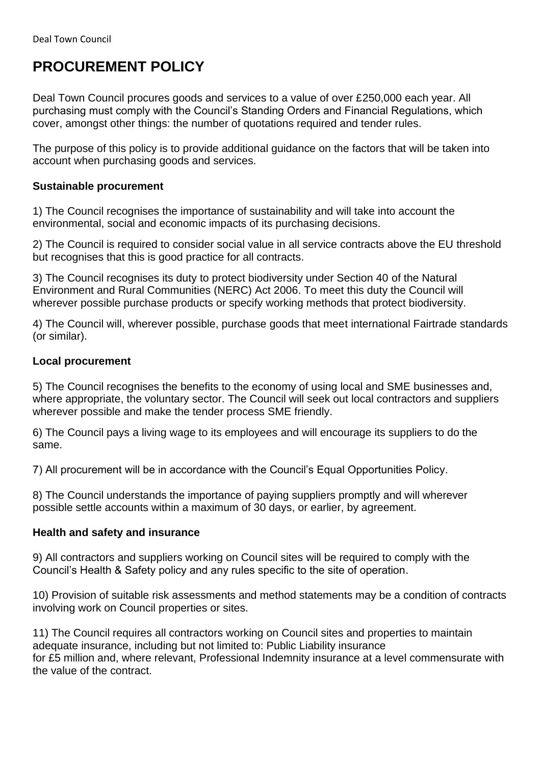# PROCUREMENT POLICY

Deal Town Council procures goods and services to a value of over £250,000 each year. All purchasing must comply with the Council's Standing Orders and Financial Regulations, which cover, amongst other things: the number of quotations required and tender rules.

The purpose of this policy is to provide additional guidance on the factors that will be taken into account when purchasing goods and services.

**Sustainable procurement**

1) The Council recognises the importance of sustainability and will take into account the environmental, social and economic impacts of its purchasing decisions.

2) The Council is required to consider social value in all service contracts above the EU threshold but recognises that this is good practice for all contracts.

3) The Council recognises its duty to protect biodiversity under Section 40 of the Natural Environment and Rural Communities (NERC) Act 2006. To meet this duty the Council will wherever possible purchase products or specify working methods that protect biodiversity.

4) The Council will, wherever possible, purchase goods that meet international Fairtrade standards (or similar).

**Local procurement**

5) The Council recognises the benefits to the economy of using local and SME businesses and, where appropriate, the voluntary sector. The Council will seek out local contractors and suppliers wherever possible and make the tender process SME friendly.

6) The Council pays a living wage to its employees and will encourage its suppliers to do the same.

7) All procurement will be in accordance with the Council's Equal Opportunities Policy.

8) The Council understands the importance of paying suppliers promptly and will wherever possible settle accounts within a maximum of 30 days, or earlier, by agreement.

**Health and safety and insurance**

9) All contractors and suppliers working on Council sites will be required to comply with the Council's Health & Safety policy and any rules specific to the site of operation.

10) Provision of suitable risk assessments and method statements may be a condition of contracts involving work on Council properties or sites.

11) The Council requires all contractors working on Council sites and properties to maintain adequate insurance, including but not limited to: Public Liability insurance for £5 million and, where relevant, Professional Indemnity insurance at a level commensurate with the value of the contract.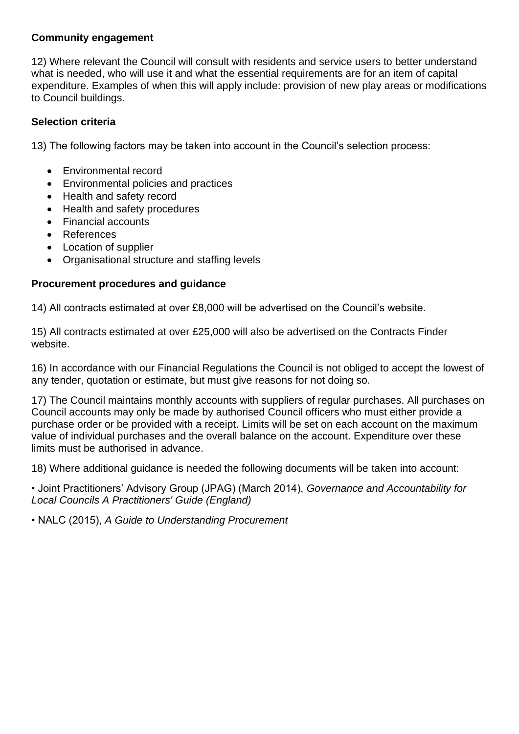**Community engagement**

12) Where relevant the Council will consult with residents and service users to better understand what is needed, who will use it and what the essential requirements are for an item of capital expenditure. Examples of when this will apply include: provision of new play areas or modifications to Council buildings.

**Selection criteria**

13) The following factors may be taken into account in the Council's selection process:

- Environmental record
- Environmental policies and practices
- Health and safety record
- Health and safety procedures
- Financial accounts
- References
- Location of supplier
- Organisational structure and staffing levels

**Procurement procedures and guidance**

14) All contracts estimated at over £8,000 will be advertised on the Council's website.

15) All contracts estimated at over £25,000 will also be advertised on the Contracts Finder website.

16) In accordance with our Financial Regulations the Council is not obliged to accept the lowest of any tender, quotation or estimate, but must give reasons for not doing so.

17) The Council maintains monthly accounts with suppliers of regular purchases. All purchases on Council accounts may only be made by authorised Council officers who must either provide a purchase order or be provided with a receipt. Limits will be set on each account on the maximum value of individual purchases and the overall balance on the account. Expenditure over these limits must be authorised in advance.

18) Where additional guidance is needed the following documents will be taken into account:

• Joint Practitioners' Advisory Group (JPAG) (March 2014), *Governance and Accountability for Local Councils A Practitioners' Guide (England)*

• NALC (2015), *A Guide to Understanding Procurement*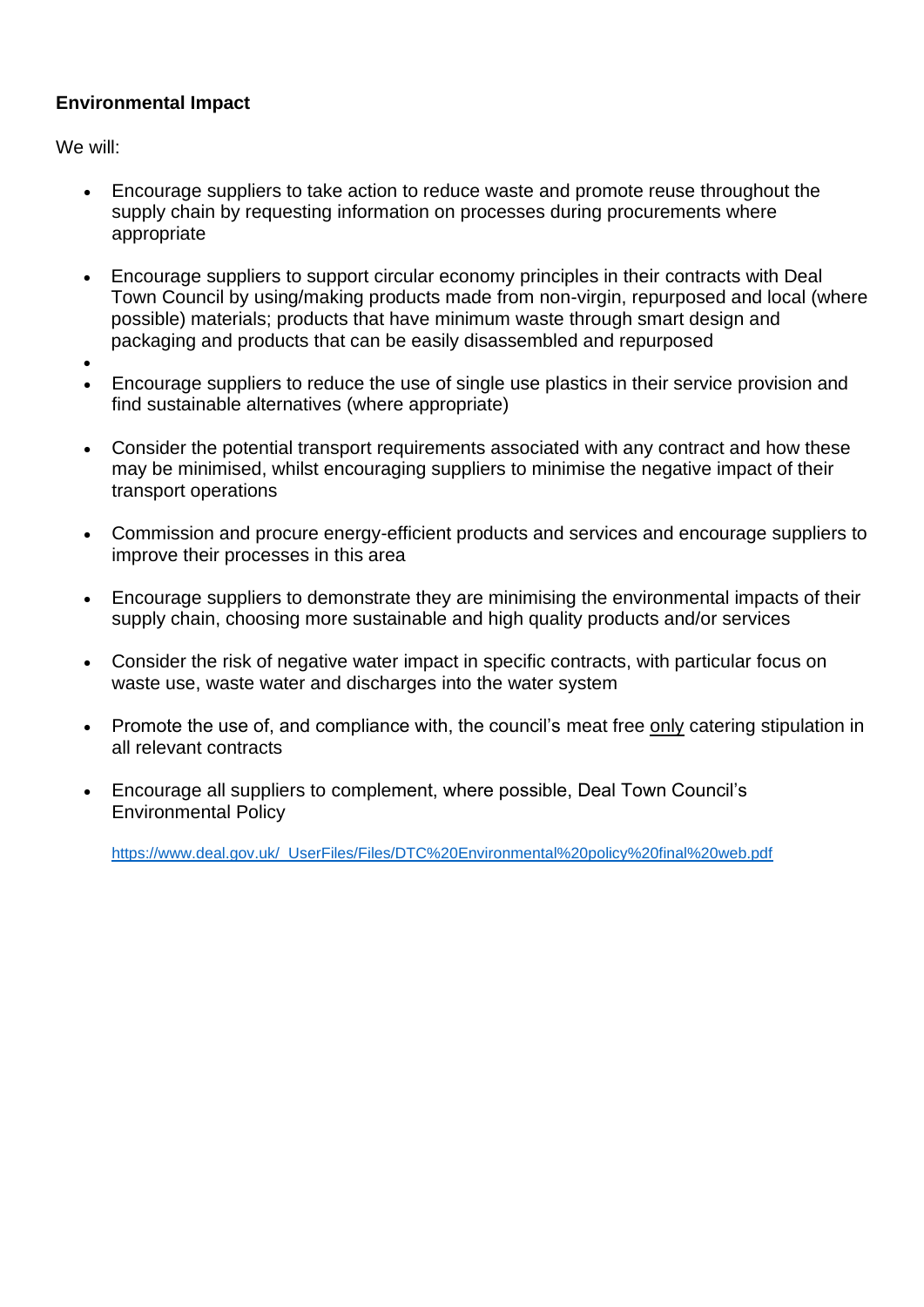**Environmental Impact**

We will:

- Encourage suppliers to take action to reduce waste and promote reuse throughout the supply chain by requesting information on processes during procurements where appropriate
- Encourage suppliers to support circular economy principles in their contracts with Deal Town Council by using/making products made from non-virgin, repurposed and local (where possible) materials; products that have minimum waste through smart design and packaging and products that can be easily disassembled and repurposed
- 
- Encourage suppliers to reduce the use of single use plastics in their service provision and find sustainable alternatives (where appropriate)
- Consider the potential transport requirements associated with any contract and how these may be minimised, whilst encouraging suppliers to minimise the negative impact of their transport operations
- Commission and procure energy-efficient products and services and encourage suppliers to improve their processes in this area
- Encourage suppliers to demonstrate they are minimising the environmental impacts of their supply chain, choosing more sustainable and high quality products and/or services
- Consider the risk of negative water impact in specific contracts, with particular focus on waste use, waste water and discharges into the water system
- Promote the use of, and compliance with, the council's meat free <u>only</u> catering stipulation in all relevant contracts
- Encourage all suppliers to complement, where possible, Deal Town Council's Environmental Policy

  https://www.deal.gov.uk/_UserFiles/Files/DTC%20Environmental%20policy%20final%20web.pdf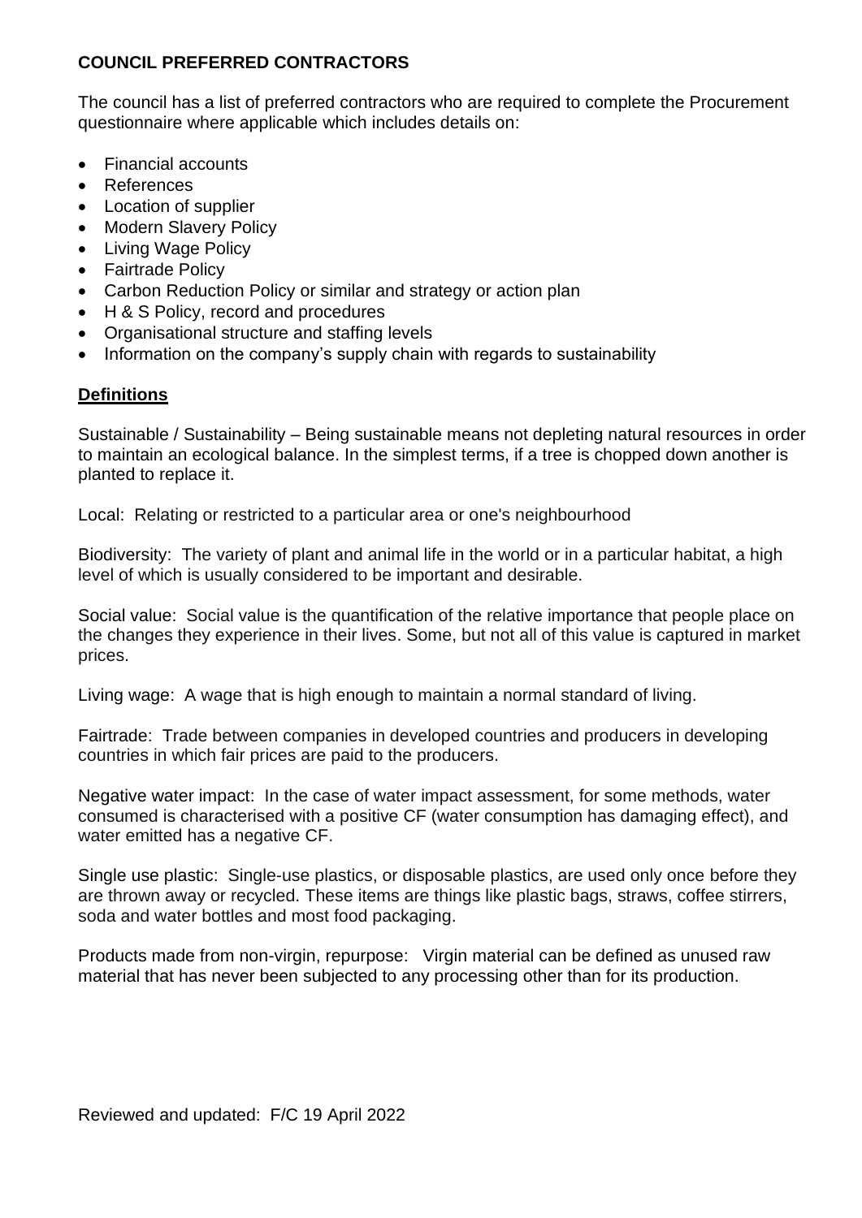**COUNCIL PREFERRED CONTRACTORS**

The council has a list of preferred contractors who are required to complete the Procurement questionnaire where applicable which includes details on:

- Financial accounts
- References
- Location of supplier
- Modern Slavery Policy
- Living Wage Policy
- Fairtrade Policy
- Carbon Reduction Policy or similar and strategy or action plan
- H & S Policy, record and procedures
- Organisational structure and staffing levels
- Information on the company's supply chain with regards to sustainability

**Definitions**

Sustainable / Sustainability – Being sustainable means not depleting natural resources in order to maintain an ecological balance. In the simplest terms, if a tree is chopped down another is planted to replace it.

Local: Relating or restricted to a particular area or one's neighbourhood

Biodiversity: The variety of plant and animal life in the world or in a particular habitat, a high level of which is usually considered to be important and desirable.

Social value: Social value is the quantification of the relative importance that people place on the changes they experience in their lives. Some, but not all of this value is captured in market prices.

Living wage: A wage that is high enough to maintain a normal standard of living.

Fairtrade: Trade between companies in developed countries and producers in developing countries in which fair prices are paid to the producers.

Negative water impact: In the case of water impact assessment, for some methods, water consumed is characterised with a positive CF (water consumption has damaging effect), and water emitted has a negative CF.

Single use plastic: Single-use plastics, or disposable plastics, are used only once before they are thrown away or recycled. These items are things like plastic bags, straws, coffee stirrers, soda and water bottles and most food packaging.

Products made from non-virgin, repurpose: Virgin material can be defined as unused raw material that has never been subjected to any processing other than for its production.

Reviewed and updated: F/C 19 April 2022